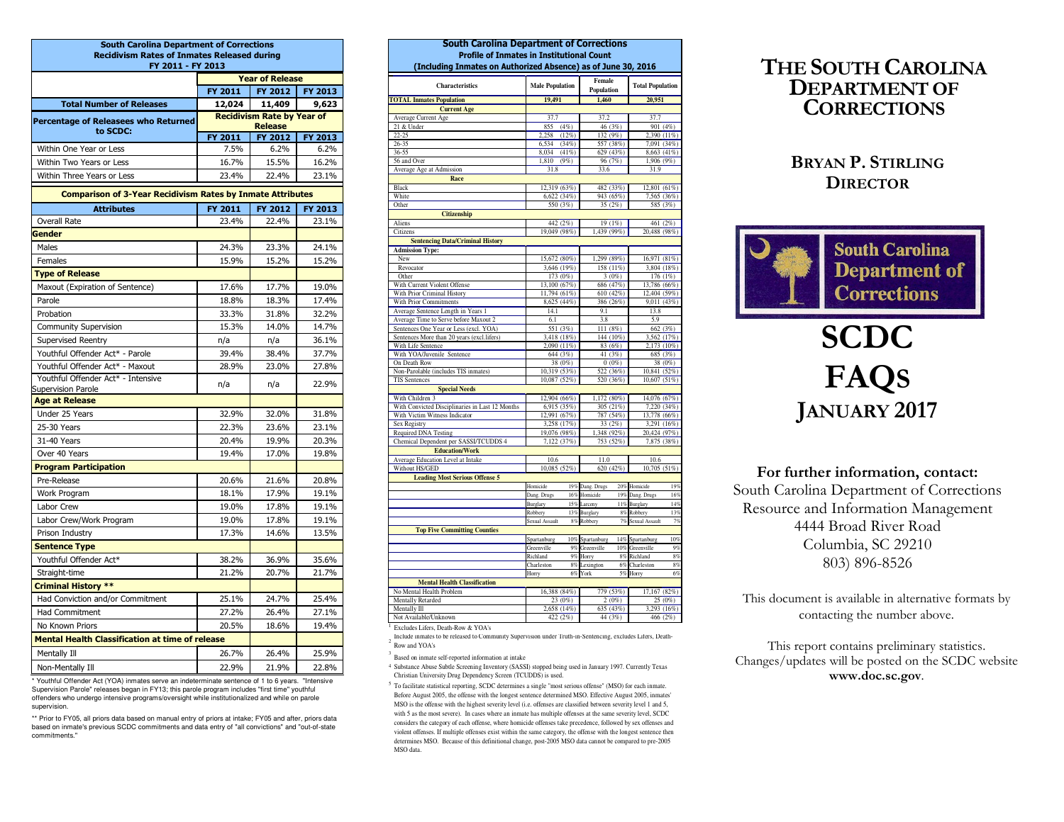## South Carolina Department of Corrections
### Recidivism Rates of Inmates Released during FY 2011 - FY 2013

| | Year of Release | | |
|---|---|---|---|
| | FY 2011 | FY 2012 | FY 2013 |
| **Total Number of Releases** | **12,024** | **11,409** | **9,623** |
| **Percentage of Releasees who Returned to SCDC:** | **Recidivism Rate by Year of Release** | | |
| | **FY 2011** | **FY 2012** | **FY 2013** |
| Within One Year or Less | 7.5% | 6.2% | 6.2% |
| Within Two Years or Less | 16.7% | 15.5% | 16.2% |
| Within Three Years or Less | 23.4% | 22.4% | 23.1% |

### Comparison of 3-Year Recidivism Rates by Inmate Attributes

| Attributes | FY 2011 | FY 2012 | FY 2013 |
|---|---|---|---|
| Overall Rate | 23.4% | 22.4% | 23.1% |
| **Gender** | | | |
| Males | 24.3% | 23.3% | 24.1% |
| Females | 15.9% | 15.2% | 15.2% |
| **Type of Release** | | | |
| Maxout (Expiration of Sentence) | 17.6% | 17.7% | 19.0% |
| Parole | 18.8% | 18.3% | 17.4% |
| Probation | 33.3% | 31.8% | 32.2% |
| Community Supervision | 15.3% | 14.0% | 14.7% |
| Supervised Reentry | n/a | n/a | 36.1% |
| Youthful Offender Act* - Parole | 39.4% | 38.4% | 37.7% |
| Youthful Offender Act* - Maxout | 28.9% | 23.0% | 27.8% |
| Youthful Offender Act* - Intensive Supervision Parole | n/a | n/a | 22.9% |
| **Age at Release** | | | |
| Under 25 Years | 32.9% | 32.0% | 31.8% |
| 25-30 Years | 22.3% | 23.6% | 23.1% |
| 31-40 Years | 20.4% | 19.9% | 20.3% |
| Over 40 Years | 19.4% | 17.0% | 19.8% |
| **Program Participation** | | | |
| Pre-Release | 20.6% | 21.6% | 20.8% |
| Work Program | 18.1% | 17.9% | 19.1% |
| Labor Crew | 19.0% | 17.8% | 19.1% |
| Labor Crew/Work Program | 19.0% | 17.8% | 19.1% |
| Prison Industry | 17.3% | 14.6% | 13.5% |
| **Sentence Type** | | | |
| Youthful Offender Act* | 38.2% | 36.9% | 35.6% |
| Straight-time | 21.2% | 20.7% | 21.7% |
| **Criminal History \*\*** | | | |
| Had Conviction and/or Commitment | 25.1% | 24.7% | 25.4% |
| Had Commitment | 27.2% | 26.4% | 27.1% |
| No Known Priors | 20.5% | 18.6% | 19.4% |
| **Mental Health Classification at time of release** | | | |
| Mentally Ill | 26.7% | 26.4% | 25.9% |
| Non-Mentally Ill | 22.9% | 21.9% | 22.8% |

\* Youthful Offender Act (YOA) inmates serve an indeterminate sentence of 1 to 6 years. "Intensive Supervision Parole" releases began in FY13; this parole program includes "first time" youthful offenders who undergo intensive programs/oversight while institutionalized and while on parole supervision.

\*\* Prior to FY05, all priors data based on manual entry of priors at intake; FY05 and after, priors data based on inmate's previous SCDC commitments and data entry of "all convictions" and "out-of-state commitments."

## South Carolina Department of Corrections
### Profile of Inmates in Institutional Count
### (Including Inmates on Authorized Absence) as of June 30, 2016

| Characteristics | Male Population | Female Population | Total Population |
|---|---|---|---|
| **TOTAL Inmates Population** | **19,491** | **1,460** | **20,951** |
| **Current Age** | | | |
| Average Current Age | 37.7 | 37.2 | 37.7 |
| 21 & Under | 855 (4%) | 46 (3%) | 901 (4%) |
| 22-25 | 2,258 (12%) | 132 (9%) | 2,390 (11%) |
| 26-35 | 6,534 (34%) | 557 (38%) | 7,091 (34%) |
| 36-55 | 8,034 (41%) | 629 (43%) | 8,663 (41%) |
| 56 and Over | 1,810 (9%) | 96 (7%) | 1,906 (9%) |
| Average Age at Admission | 31.8 | 33.6 | 31.9 |
| **Race** | | | |
| Black | 12,319 (63%) | 482 (33%) | 12,801 (61%) |
| White | 6,622 (34%) | 943 (65%) | 7,565 (36%) |
| Other | 550 (3%) | 35 (2%) | 585 (3%) |
| **Citizenship** | | | |
| Aliens | 442 (2%) | 19 (1%) | 461 (2%) |
| Citizens | 19,049 (98%) | 1,439 (99%) | 20,488 (98%) |
| **Sentencing Data/Criminal History** | | | |
| **Admission Type:** | | | |
| New | 15,672 (80%) | 1,299 (89%) | 16,971 (81%) |
| Revocator | 3,646 (19%) | 158 (11%) | 3,804 (18%) |
| Other | 173 (0%) | 3 (0%) | 176 (1%) |
| With Current Violent Offense | 13,100 (67%) | 686 (47%) | 13,786 (66%) |
| With Prior Criminal History | 11,794 (61%) | 610 (42%) | 12,404 (59%) |
| With Prior Commitments | 8,625 (44%) | 386 (26%) | 9,011 (43%) |
| Average Sentence Length in Years 1 | 14.1 | 9.1 | 13.8 |
| Average Time to Serve before Maxout 2 | 6.1 | 3.8 | 5.9 |
| Sentences One Year or Less (excl. YOA) | 551 (3%) | 111 (8%) | 662 (3%) |
| Sentences More than 20 years (excl.lifers) | 3,418 (18%) | 144 (10%) | 3,562 (17%) |
| With Life Sentence | 2,090 (11%) | 83 (6%) | 2,173 (10%) |
| With YOA/Juvenile Sentence | 644 (3%) | 41 (3%) | 685 (3%) |
| On Death Row | 38 (0%) | 0 (0%) | 38 (0%) |
| Non-Parolable (includes TIS inmates) | 10,319 (53%) | 522 (36%) | 10,841 (52%) |
| TIS Sentences | 10,087 (52%) | 520 (36%) | 10,607 (51%) |
| **Special Needs** | | | |
| With Children 3 | 12,904 (66%) | 1,172 (80%) | 14,076 (67%) |
| With Convicted Disciplinaries in Last 12 Months | 6,915 (35%) | 305 (21%) | 7,220 (34%) |
| With Victim Witness Indicator | 12,991 (67%) | 787 (54%) | 13,778 (66%) |
| Sex Registry | 3,258 (17%) | 33 (2%) | 3,291 (16%) |
| Required DNA Testing | 19,076 (98%) | 1,348 (92%) | 20,424 (97%) |
| Chemical Dependent per SASSI/TCUDDS 4 | 7,122 (37%) | 753 (52%) | 7,875 (38%) |
| **Education/Work** | | | |
| Average Education Level at Intake | 10.6 | 11.0 | 10.6 |
| Without HS/GED | 10,085 (52%) | 620 (42%) | 10,705 (51%) |
| **Leading Most Serious Offense 5** | | | |
| | Homicide 19% | Dang. Drugs 20% | Homicide 19% |
| | Dang. Drugs 16% | Homicide 19% | Dang. Drugs 16% |
| | Burglary 15% | Larceny 11% | Burglary 14% |
| | Robbery 13% | Burglary 8% | Robbery 13% |
| | Sexual Assault 8% | Robbery 7% | Sexual Assault 7% |
| **Top Five Committing Counties** | | | |
| | Spartanburg 10% | Spartanburg 14% | Spartanburg 10% |
| | Greenville 9% | Greenville 10% | Greenville 9% |
| | Richland 9% | Horry 8% | Richland 8% |
| | Charleston 8% | Lexington 6% | Charleston 8% |
| | Horry 6% | York 5% | Horry 6% |
| **Mental Health Classification** | | | |
| No Mental Health Problem | 16,388 (84%) | 779 (53%) | 17,167 (82%) |
| Mentally Retarded | 23 (0%) | 2 (0%) | 25 (0%) |
| Mentally Ill | 2,658 (14%) | 635 (43%) | 3,293 (16%) |
| Not Available/Unknown | 422 (2%) | 44 (3%) | 466 (2%) |

[1] Excludes Lifers, Death-Row & YOA's

[2] Include inmates to be released to Community Supervision under Truth-in-Sentencing, excludes Lifers, Death-Row and YOA's

[3] Based on inmate self-reported information at intake

[4] Substance Abuse Subtle Screening Inventory (SASSI) stopped being used in January 1997. Currently Texas Christian University Drug Dependency Screen (TCUDDS) is used.

[5] To facilitate statistical reporting, SCDC determines a single "most serious offense" (MSO) for each inmate. Before August 2005, the offense with the longest sentence determined MSO. Effective August 2005, inmates' MSO is the offense with the highest severity level (i.e. offenses are classified between severity level 1 and 5, with 5 as the most severe). In cases where an inmate has multiple offenses at the same severity level, SCDC considers the category of each offense, where homicide offenses take precedence, followed by sex offenses and violent offenses. If multiple offenses exist within the same category, the offense with the longest sentence then determines MSO. Because of this definitional change, post-2005 MSO data cannot be compared to pre-2005 MSO data.

# The South Carolina Department of Corrections

## Bryan P. Stirling
## Director

South Carolina Department of Corrections

# SCDC FAQs
# January 2017

**For further information, contact:**

South Carolina Department of Corrections
Resource and Information Management
4444 Broad River Road
Columbia, SC 29210
803) 896-8526

This document is available in alternative formats by contacting the number above.

This report contains preliminary statistics. Changes/updates will be posted on the SCDC website **www.doc.sc.gov**.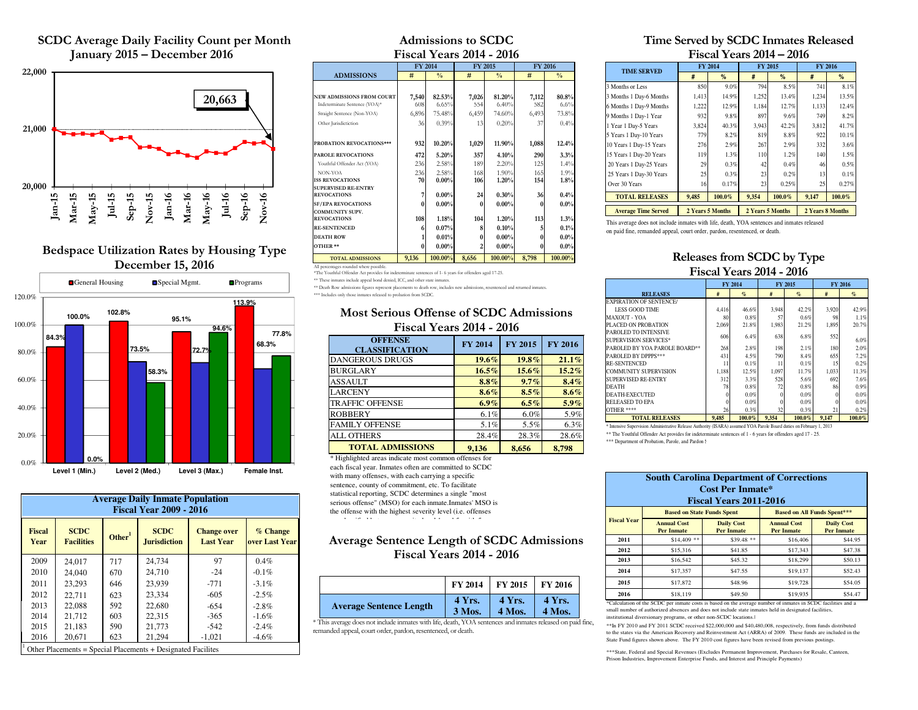## SCDC Average Daily Facility Count per Month
## January 2015 – December 2016

22,000
21,000
20,000
20,663
Jan-15
Mar-15
May-15
Jul-15
Sep-15
Nov-15
Jan-16
Mar-16
May-16
Jul-16
Sep-16
Nov-16

## Bedspace Utilization Rates by Housing Type
## December 15, 2016

General Housing
Special Mgmt.
Programs

120.0%
100.0%
80.0%
60.0%
40.0%
20.0%
0.0%

84.3%
100.0%
0.0%
102.8%
73.5%
58.3%
95.1%
72.7%
94.6%
113.9%
68.3%
77.8%

Level 1 (Min.)
Level 2 (Med.)
Level 3 (Max.)
Female Inst.

## Average Daily Inmate Population
## Fiscal Year 2009 - 2016

| Fiscal Year | SCDC Facilities | Other[1] | SCDC Jurisdiction | Change over Last Year | % Change over Last Year |
|---|---|---|---|---|---|
| 2009 | 24,017 | 717 | 24,734 | 97 | 0.4% |
| 2010 | 24,040 | 670 | 24,710 | -24 | -0.1% |
| 2011 | 23,293 | 646 | 23,939 | -771 | -3.1% |
| 2012 | 22,711 | 623 | 23,334 | -605 | -2.5% |
| 2013 | 22,088 | 592 | 22,680 | -654 | -2.8% |
| 2014 | 21,712 | 603 | 22,315 | -365 | -1.6% |
| 2015 | 21,183 | 590 | 21,773 | -542 | -2.4% |
| 2016 | 20,671 | 623 | 21,294 | -1,021 | -4.6% |

[1] Other Placements = Special Placements + Designated Facilites

## Admissions to SCDC
## Fiscal Years 2014 - 2016

| ADMISSIONS | FY 2014 # | FY 2014 % | FY 2015 # | FY 2015 % | FY 2016 # | FY 2016 % |
|---|---|---|---|---|---|---|
| **NEW ADMISSIONS FROM COURT** | **7,540** | **82.53%** | **7,026** | **81.20%** | **7,112** | **80.8%** |
| Indeterminate Sentence (YOA)* | 608 | 6.65% | 554 | 6.40% | 582 | 6.6% |
| Straight Sentence (Non-YOA) | 6,896 | 75.48% | 6,459 | 74.60% | 6,493 | 73.8% |
| Other Jurisdiction | 36 | 0.39% | 13 | 0.20% | 37 | 0.4% |
| **PROBATION REVOCATIONS***** | **932** | **10.20%** | **1,029** | **11.90%** | **1,088** | **12.4%** |
| **PAROLE REVOCATIONS** | **472** | **5.20%** | **357** | **4.10%** | **290** | **3.3%** |
| Youthful Offender Act (YOA) | 236 | 2.58% | 189 | 2.20% | 125 | 1.4% |
| NON-YOA | 236 | 2.58% | 168 | 1.90% | 165 | 1.9% |
| **ISS REVOCATIONS** | **70** | **0.00%** | **106** | **1.20%** | **154** | **1.8%** |
| **SUPERVISED RE-ENTRY REVOCATIONS** | **7** | **0.00%** | **24** | **0.30%** | **36** | **0.4%** |
| **SF/EPA REVOCATIONS** | **0** | **0.00%** | **0** | **0.00%** | **0** | **0.0%** |
| **COMMUNITY SUPV. REVOCATIONS** | **108** | **1.18%** | **104** | **1.20%** | **113** | **1.3%** |
| **RE-SENTENCED** | **6** | **0.07%** | **8** | **0.10%** | **5** | **0.1%** |
| **DEATH ROW** | **1** | **0.01%** | **0** | **0.00%** | **0** | **0.0%** |
| **OTHER **** | **0** | **0.00%** | **2** | **0.00%** | **0** | **0.0%** |
| **TOTAL ADMISSIONS** | **9,136** | **100.00%** | **8,656** | **100.00%** | **8,798** | **100.00%** |

All percentages rounded where possible.
*The Youthful Offender Act provides for indeterminate sentences of 1- 6 years for offenders aged 17-25.
** These inmates include appeal bond denied, ICC, and other state inmates.
** Death Row admissions figures represent placements to death row, includes new admissions, resentenced and returned inmates.
*** Includes only those inmates released to probation from SCDC.

## Most Serious Offense of SCDC Admissions
## Fiscal Years 2014 - 2016

| OFFENSE CLASSIFICATION | FY 2014 | FY 2015 | FY 2016 |
|---|---|---|---|
| DANGEROUS DRUGS | **19.6%** | **19.8%** | **21.1%** |
| BURGLARY | **16.5%** | **15.6%** | **15.2%** |
| ASSAULT | **8.8%** | **9.7%** | **8.4%** |
| LARCENY | **8.6%** | **8.5%** | **8.6%** |
| TRAFFIC OFFENSE | **6.9%** | **6.5%** | **5.9%** |
| ROBBERY | 6.1% | 6.0% | 5.9% |
| FAMILY OFFENSE | 5.1% | 5.5% | 6.3% |
| ALL OTHERS | 28.4% | 28.3% | 28.6% |
| **TOTAL ADMISSIONS** | **9,136** | **8,656** | **8,798** |

* Highlighted areas indicate most common offenses for each fiscal year. Inmates often are committed to SCDC with many offenses, with each carrying a specific sentence, county of commitment, etc. To facilitate statistical reporting, SCDC determines a single "most serious offense" (MSO) for each inmate.Inmates' MSO is the offense with the highest severity level (i.e. offenses

## Average Sentence Length of SCDC Admissions
## Fiscal Years 2014 - 2016

| | FY 2014 | FY 2015 | FY 2016 |
|---|---|---|---|
| **Average Sentence Length** | **4 Yrs. 3 Mos.** | **4 Yrs. 4 Mos.** | **4 Yrs. 4 Mos.** |

* This average does not include inmates with life, death, YOA sentences and inmates released on paid fine, remanded appeal, court order, pardon, resentenced, or death.

## Time Served by SCDC Inmates Released
## Fiscal Years 2014 – 2016

| TIME SERVED | FY 2014 # | FY 2014 % | FY 2015 # | FY 2015 % | FY 2016 # | FY 2016 % |
|---|---|---|---|---|---|---|
| 3 Months or Less | 850 | 9.0% | 794 | 8.5% | 741 | 8.1% |
| 3 Months 1 Day-6 Months | 1,413 | 14.9% | 1,252 | 13.4% | 1,234 | 13.5% |
| 6 Months 1 Day-9 Months | 1,222 | 12.9% | 1,184 | 12.7% | 1,133 | 12.4% |
| 9 Months 1 Day-1 Year | 932 | 9.8% | 897 | 9.6% | 749 | 8.2% |
| 1 Year 1 Day-5 Years | 3,824 | 40.3% | 3,943 | 42.2% | 3,812 | 41.7% |
| 5 Years 1 Day-10 Years | 779 | 8.2% | 819 | 8.8% | 922 | 10.1% |
| 10 Years 1 Day-15 Years | 276 | 2.9% | 267 | 2.9% | 332 | 3.6% |
| 15 Years 1 Day-20 Years | 119 | 1.3% | 110 | 1.2% | 140 | 1.5% |
| 20 Years 1 Day-25 Years | 29 | 0.3% | 42 | 0.4% | 46 | 0.5% |
| 25 Years 1 Day-30 Years | 25 | 0.3% | 23 | 0.2% | 13 | 0.1% |
| Over 30 Years | 16 | 0.17% | 23 | 0.25% | 25 | 0.27% |
| **TOTAL RELEASES** | **9,485** | **100.0%** | **9,354** | **100.0%** | **9,147** | **100.0%** |
| **Average Time Served** | **2 Years 5 Months** | | **2 Years 5 Months** | | **2 Years 8 Months** | |

This average does not include inmates with life, death, YOA sentences and inmates released on paid fine, remanded appeal, court order, pardon, resentenced, or death.

## Releases from SCDC by Type
## Fiscal Years 2014 - 2016

| RELEASES | FY 2014 # | FY 2014 % | FY 2015 # | FY 2015 % | FY 2016 # | FY 2016 % |
|---|---|---|---|---|---|---|
| EXPIRATION OF SENTENCE/ LESS GOOD TIME | 4,416 | 46.6% | 3,948 | 42.2% | 3,920 | 42.9% |
| MAXOUT - YOA | 80 | 0.8% | 57 | 0.6% | 98 | 1.1% |
| PLACED ON PROBATION | 2,069 | 21.8% | 1,983 | 21.2% | 1,895 | 20.7% |
| PAROLED TO INTENSIVE SUPERVISION SERVICES* | 606 | 6.4% | 638 | 6.8% | 552 | 6.0% |
| PAROLED BY YOA PAROLE BOARD** | 268 | 2.8% | 198 | 2.1% | 180 | 2.0% |
| PAROLED BY DPPPS*** | 431 | 4.5% | 790 | 8.4% | 655 | 7.2% |
| RE-SENTENCED | 11 | 0.1% | 11 | 0.1% | 15 | 0.2% |
| COMMUNITY SUPERVISION | 1,188 | 12.5% | 1,097 | 11.7% | 1,033 | 11.3% |
| SUPERVISED RE-ENTRY | 312 | 3.3% | 528 | 5.6% | 692 | 7.6% |
| DEATH | 78 | 0.8% | 72 | 0.8% | 86 | 0.9% |
| DEATH-EXECUTED | 0 | 0.0% | 0 | 0.0% | 0 | 0.0% |
| RELEASED TO EPA | 0 | 0.0% | 0 | 0.0% | 0 | 0.0% |
| OTHER **** | 26 | 0.3% | 32 | 0.3% | 21 | 0.2% |
| **TOTAL RELEASES** | **9,485** | **100.0%** | **9,354** | **100.0%** | **9,147** | **100.0%** |

* Intensive Supervision Administrative Release Authority (ISARA) assumed YOA Parole Board duties on February 1, 2013
** The Youthful Offender Act provides for indeterminate sentences of 1 - 6 years for offenders aged 17 - 25.
*** Department of Probation, Parole, and Pardon S

## South Carolina Department of Corrections
## Cost Per Inmate*
## Fiscal Years 2011-2016

| Fiscal Year | Based on State Funds Spent: Annual Cost Per Inmate | Based on State Funds Spent: Daily Cost Per Inmate | Based on All Funds Spent***: Annual Cost Per Inmate | Based on All Funds Spent***: Daily Cost Per Inmate |
|---|---|---|---|---|
| **2011** | $14,409 ** | $39.48 ** | $16,406 | $44.95 |
| **2012** | $15,316 | $41.85 | $17,343 | $47.38 |
| **2013** | $16,542 | $45.32 | $18,299 | $50.13 |
| **2014** | $17,357 | $47.55 | $19,137 | $52.43 |
| **2015** | $17,872 | $48.96 | $19,728 | $54.05 |
| **2016** | $18,119 | $49.50 | $19,935 | $54.47 |

*Calculation of the SCDC per inmate costs is based on the average number of inmates in SCDC facilities and a small number of authorized absences and does not include state inmates held in designated facilities, institutional diversionary programs, or other non-SCDC locations.

**In FY 2010 and FY 2011 SCDC received $22,000,000 and $40,480,008, respectively, from funds distributed to the states via the American Recovery and Reinvestment Act (ARRA) of 2009. These funds are included in the State Fund figures shown above. The FY 2010 cost figures have been revised from previous postings.

***State, Federal and Special Revenues (Excludes Permanent Improvement, Purchases for Resale, Canteen, Prison Industries, Improvement Enterprise Funds, and Interest and Principle Payments)